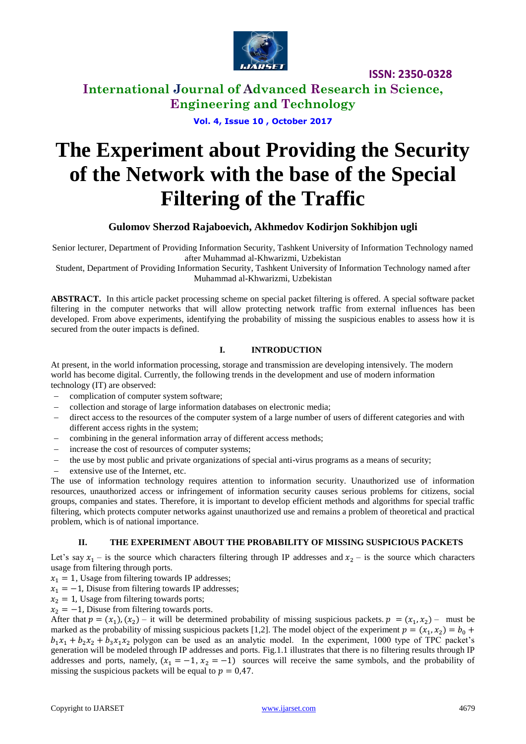# The Experiment about Providing the Security of the Network with the base of the Special Filtering of the Traffic

**Gulomov Sherzod Rajaboevich, Akhmedov Kodirjon Sokhibjon ugli**

Senior lecturer, Department of Providing Information Security, Tashkent University of Information Technology named after Muhammad al-Khwarizmi, Uzbekistan

Student, Department of Providing Information Security, Tashkent University of Information Technology named after Muhammad al-Khwarizmi, Uzbekistan

**ABSTRACT.** In this article packet processing scheme on special packet filtering is offered. A special software packet filtering in the computer networks that will allow protecting network traffic from external influences has been developed. From above experiments, identifying the probability of missing the suspicious enables to assess how it is secured from the outer impacts is defined.

## I. INTRODUCTION

At present, in the world information processing, storage and transmission are developing intensively. The modern world has become digital. Currently, the following trends in the development and use of modern information technology (IT) are observed:

- complication of computer system software;
- collection and storage of large information databases on electronic media;
- direct access to the resources of the computer system of a large number of users of different categories and with different access rights in the system;
- combining in the general information array of different access methods;
- increase the cost of resources of computer systems;
- the use by most public and private organizations of special anti-virus programs as a means of security;
- extensive use of the Internet, etc.

The use of information technology requires attention to information security. Unauthorized use of information resources, unauthorized access or infringement of information security causes serious problems for citizens, social groups, companies and states. Therefore, it is important to develop efficient methods and algorithms for special traffic filtering, which protects computer networks against unauthorized use and remains a problem of theoretical and practical problem, which is of national importance.

## II. THE EXPERIMENT ABOUT THE PROBABILITY OF MISSING SUSPICIOUS PACKETS

Let's say $x_1$ – is the source which characters filtering through IP addresses and $x_2$ – is the source which characters usage from filtering through ports.

$x_1 = 1$, Usage from filtering towards IP addresses;

$x_1 = -1$, Disuse from filtering towards IP addresses;

$x_2 = 1$, Usage from filtering towards ports;

$x_2 = -1$, Disuse from filtering towards ports.

After that $p = (x_1), (x_2)$ – it will be determined probability of missing suspicious packets. $p = (x_1, x_2)$ – must be marked as the probability of missing suspicious packets [1,2]. The model object of the experiment $p = (x_1, x_2) = b_0 + b_1x_1 + b_2x_2 + b_3x_1x_2$ polygon can be used as an analytic model. In the experiment, 1000 type of TPC packet's generation will be modeled through IP addresses and ports. Fig.1.1 illustrates that there is no filtering results through IP addresses and ports, namely, $(x_1 = -1, x_2 = -1)$ sources will receive the same symbols, and the probability of missing the suspicious packets will be equal to $p = 0{,}47$.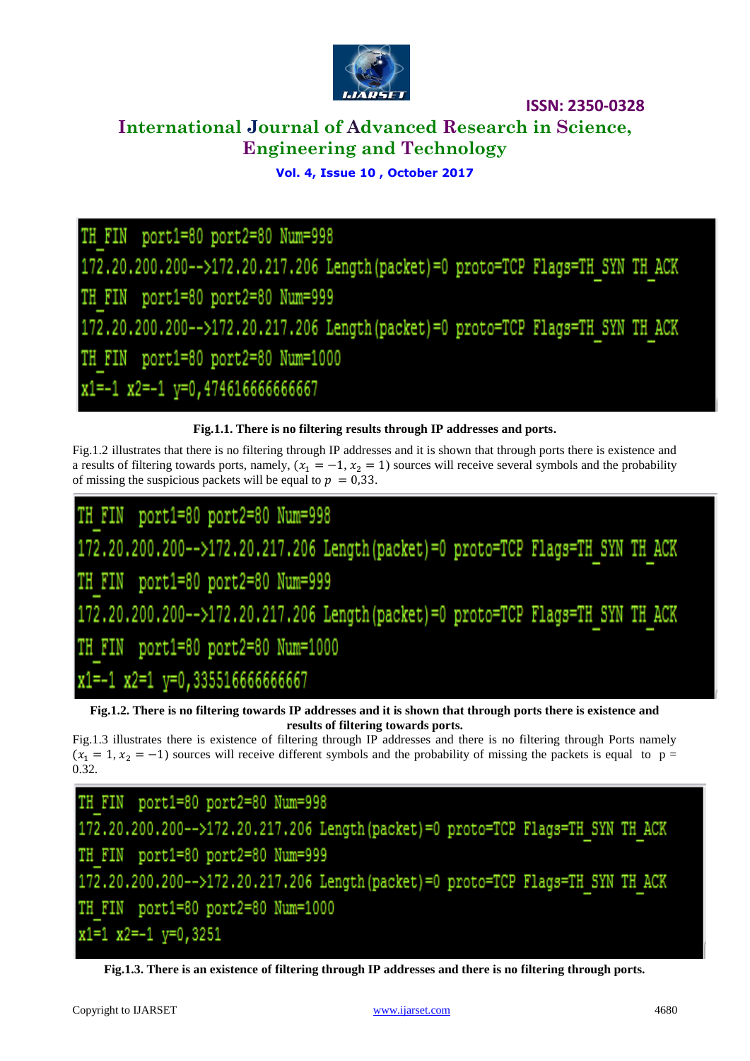```
TH_FIN  port1=80 port2=80 Num=998
172.20.200.200-->172.20.217.206 Length(packet)=0 proto=TCP Flags=TH_SYN TH_ACK
TH_FIN  port1=80 port2=80 Num=999
172.20.200.200-->172.20.217.206 Length(packet)=0 proto=TCP Flags=TH_SYN TH_ACK
TH_FIN  port1=80 port2=80 Num=1000
x1=-1 x2=-1 y=0,474616666666667
```

**Fig.1.1. There is no filtering results through IP addresses and ports.**

Fig.1.2 illustrates that there is no filtering through IP addresses and it is shown that through ports there is existence and a results of filtering towards ports, namely, ($x_1 = -1, x_2 = 1$) sources will receive several symbols and the probability of missing the suspicious packets will be equal to $p = 0{,}33$.

```
TH_FIN  port1=80 port2=80 Num=998
172.20.200.200-->172.20.217.206 Length(packet)=0 proto=TCP Flags=TH_SYN TH_ACK
TH_FIN  port1=80 port2=80 Num=999
172.20.200.200-->172.20.217.206 Length(packet)=0 proto=TCP Flags=TH_SYN TH_ACK
TH_FIN  port1=80 port2=80 Num=1000
x1=-1 x2=1 y=0,335516666666667
```

**Fig.1.2. There is no filtering towards IP addresses and it is shown that through ports there is existence and results of filtering towards ports.**

Fig.1.3 illustrates there is existence of filtering through IP addresses and there is no filtering through Ports namely ($x_1 = 1, x_2 = -1$) sources will receive different symbols and the probability of missing the packets is equal to p = 0.32.

```
TH_FIN  port1=80 port2=80 Num=998
172.20.200.200-->172.20.217.206 Length(packet)=0 proto=TCP Flags=TH_SYN TH_ACK
TH_FIN  port1=80 port2=80 Num=999
172.20.200.200-->172.20.217.206 Length(packet)=0 proto=TCP Flags=TH_SYN TH_ACK
TH_FIN  port1=80 port2=80 Num=1000
x1=1 x2=-1 y=0,3251
```

**Fig.1.3. There is an existence of filtering through IP addresses and there is no filtering through ports.**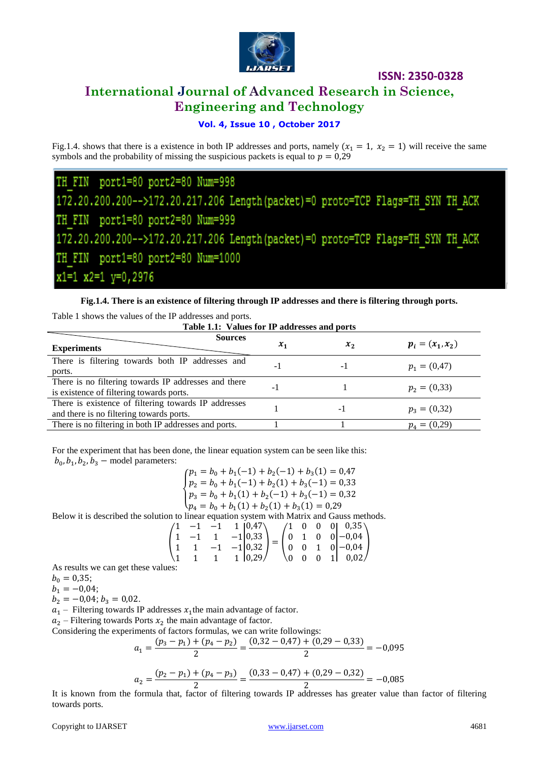Fig.1.4. shows that there is a existence in both IP addresses and ports, namely ($x_1 = 1,\ x_2 = 1$) will receive the same symbols and the probability of missing the suspicious packets is equal to $p = 0{,}29$

```
TH_FIN  port1=80 port2=80 Num=998
172.20.200.200-->172.20.217.206 Length(packet)=0 proto=TCP Flags=TH_SYN TH_ACK
TH_FIN  port1=80 port2=80 Num=999
172.20.200.200-->172.20.217.206 Length(packet)=0 proto=TCP Flags=TH_SYN TH_ACK
TH_FIN  port1=80 port2=80 Num=1000
x1=1 x2=1 y=0,2976
```

**Fig.1.4. There is an existence of filtering through IP addresses and there is filtering through ports.**

Table 1 shows the values of the IP addresses and ports.

**Table 1.1: Values for IP addresses and ports**

| Experiments \ Sources | $x_1$ | $x_2$ | $p_i = (x_1, x_2)$ |
|---|---|---|---|
| There is filtering towards both IP addresses and ports. | -1 | -1 | $p_1 = (0{,}47)$ |
| There is no filtering towards IP addresses and there is existence of filtering towards ports. | -1 | 1 | $p_2 = (0{,}33)$ |
| There is existence of filtering towards IP addresses and there is no filtering towards ports. | 1 | -1 | $p_3 = (0{,}32)$ |
| There is no filtering in both IP addresses and ports. | 1 | 1 | $p_4 = (0{,}29)$ |

For the experiment that has been done, the linear equation system can be seen like this:

$b_0, b_1, b_2, b_3$ – model parameters:

$$\begin{cases} p_1 = b_0 + b_1(-1) + b_2(-1) + b_3(1) = 0{,}47 \\ p_2 = b_0 + b_1(-1) + b_2(1) + b_3(-1) = 0{,}33 \\ p_3 = b_0 + b_1(1) + b_2(-1) + b_3(-1) = 0{,}32 \\ p_4 = b_0 + b_1(1) + b_2(1) + b_3(1) = 0{,}29 \end{cases}$$

Below it is described the solution to linear equation system with Matrix and Gauss methods.

$$\left(\begin{array}{cccc|c} 1 & -1 & -1 & 1 & 0{,}47 \\ 1 & -1 & 1 & -1 & 0{,}33 \\ 1 & 1 & -1 & -1 & 0{,}32 \\ 1 & 1 & 1 & 1 & 0{,}29 \end{array}\right) = \left(\begin{array}{cccc|c} 1 & 0 & 0 & 0 & 0{,}35 \\ 0 & 1 & 0 & 0 & -0{,}04 \\ 0 & 0 & 1 & 0 & -0{,}04 \\ 0 & 0 & 0 & 1 & 0{,}02 \end{array}\right)$$

As results we can get these values:

$b_0 = 0{,}35;$

$b_1 = -0{,}04;$

$b_2 = -0{,}04;\ b_3 = 0{,}02.$

$a_1$ – Filtering towards IP addresses $x_1$ the main advantage of factor.

$a_2$ – Filtering towards Ports $x_2$ the main advantage of factor.

Considering the experiments of factors formulas, we can write followings:

$$a_1 = \frac{(p_3 - p_1) + (p_4 - p_2)}{2} = \frac{(0{,}32 - 0{,}47) + (0{,}29 - 0{,}33)}{2} = -0{,}095$$

$$a_2 = \frac{(p_2 - p_1) + (p_4 - p_3)}{2} = \frac{(0{,}33 - 0{,}47) + (0{,}29 - 0{,}32)}{2} = -0{,}085$$

It is known from the formula that, factor of filtering towards IP addresses has greater value than factor of filtering towards ports.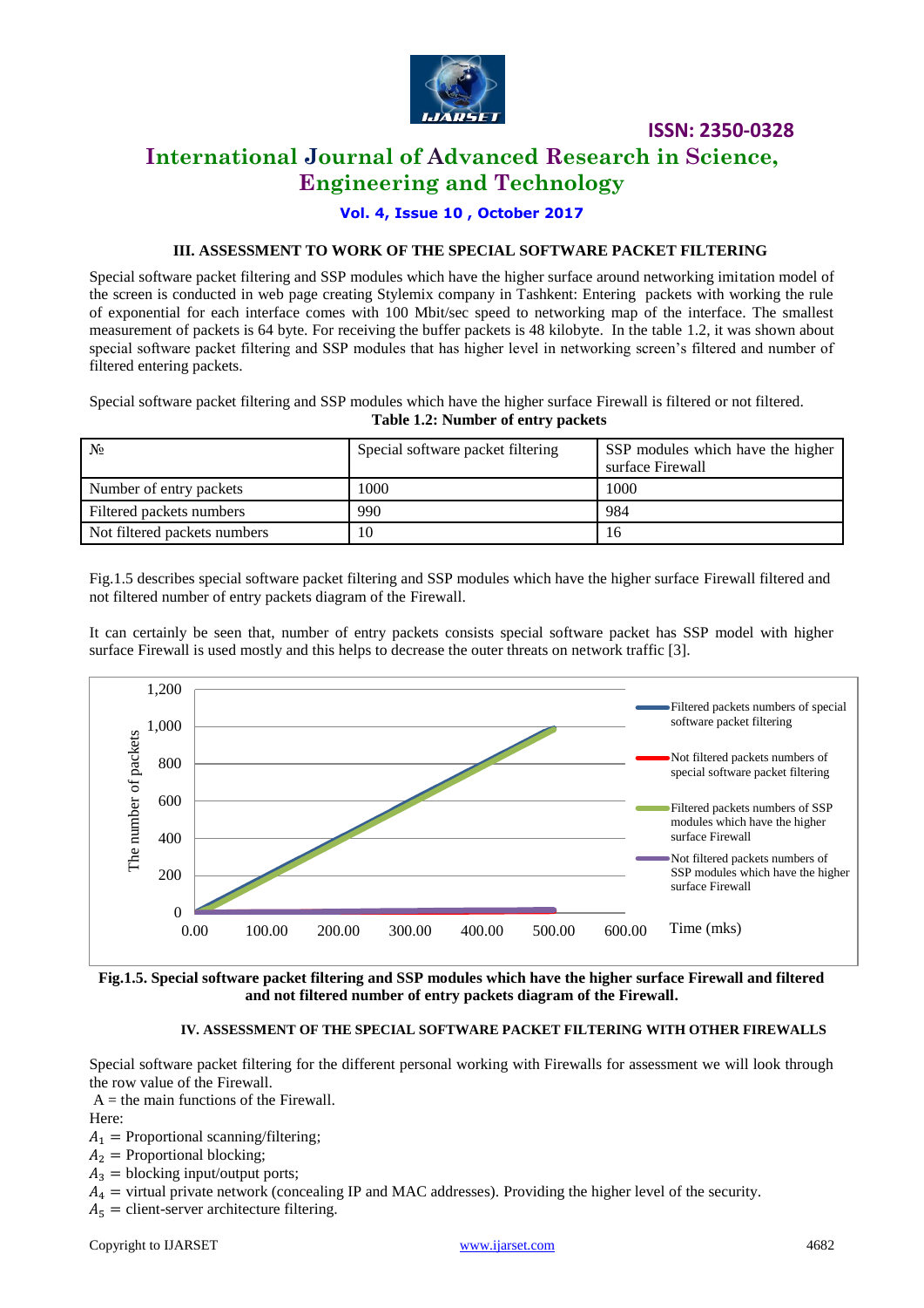### III. ASSESSMENT TO WORK OF THE SPECIAL SOFTWARE PACKET FILTERING

Special software packet filtering and SSP modules which have the higher surface around networking imitation model of the screen is conducted in web page creating Stylemix company in Tashkent: Entering packets with working the rule of exponential for each interface comes with 100 Mbit/sec speed to networking map of the interface. The smallest measurement of packets is 64 byte. For receiving the buffer packets is 48 kilobyte. In the table 1.2, it was shown about special software packet filtering and SSP modules that has higher level in networking screen's filtered and number of filtered entering packets.

Special software packet filtering and SSP modules which have the higher surface Firewall is filtered or not filtered.

**Table 1.2: Number of entry packets**

| № | Special software packet filtering | SSP modules which have the higher surface Firewall |
|---|---|---|
| Number of entry packets | 1000 | 1000 |
| Filtered packets numbers | 990 | 984 |
| Not filtered packets numbers | 10 | 16 |

Fig.1.5 describes special software packet filtering and SSP modules which have the higher surface Firewall filtered and not filtered number of entry packets diagram of the Firewall.

It can certainly be seen that, number of entry packets consists special software packet has SSP model with higher surface Firewall is used mostly and this helps to decrease the outer threats on network traffic [3].

**Fig.1.5. Special software packet filtering and SSP modules which have the higher surface Firewall and filtered and not filtered number of entry packets diagram of the Firewall.**

### IV. ASSESSMENT OF THE SPECIAL SOFTWARE PACKET FILTERING WITH OTHER FIREWALLS

Special software packet filtering for the different personal working with Firewalls for assessment we will look through the row value of the Firewall.

A = the main functions of the Firewall.

Here:

$A_1$ = Proportional scanning/filtering;

$A_2$ = Proportional blocking;

$A_3$ = blocking input/output ports;

$A_4$ = virtual private network (concealing IP and MAC addresses). Providing the higher level of the security.

$A_5$ = client-server architecture filtering.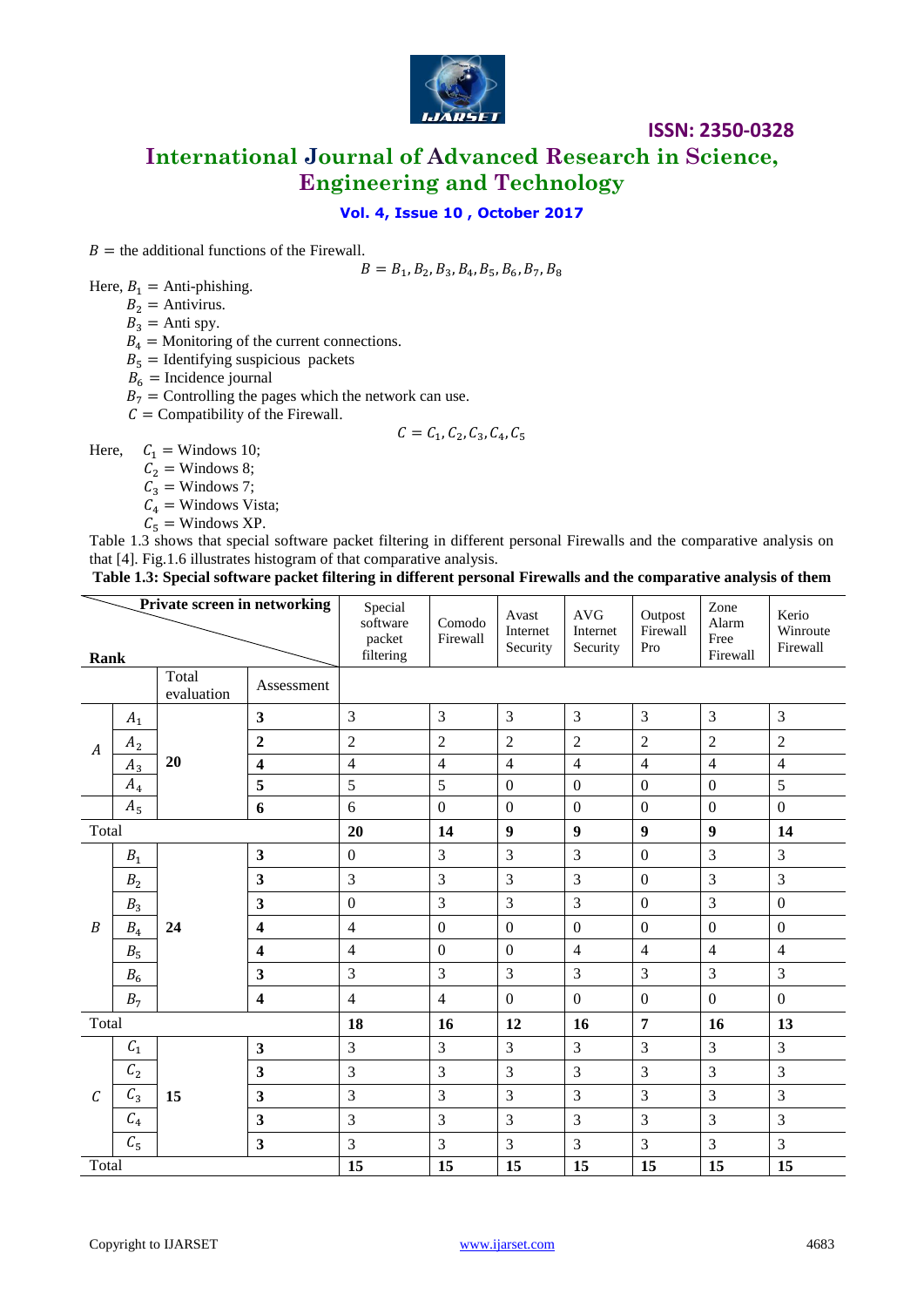$B =$ the additional functions of the Firewall.

$$B = B_1, B_2, B_3, B_4, B_5, B_6, B_7, B_8$$

Here, $B_1 =$ Anti-phishing.
$B_2 =$ Antivirus.
$B_3 =$ Anti spy.
$B_4 =$ Monitoring of the current connections.
$B_5 =$ Identifying suspicious packets
$B_6 =$ Incidence journal
$B_7 =$ Controlling the pages which the network can use.
$C =$ Compatibility of the Firewall.

$$C = C_1, C_2, C_3, C_4, C_5$$

Here, $C_1 =$ Windows 10;
$C_2 =$ Windows 8;
$C_3 =$ Windows 7;
$C_4 =$ Windows Vista;
$C_5 =$ Windows XP.

Table 1.3 shows that special software packet filtering in different personal Firewalls and the comparative analysis on that [4]. Fig.1.6 illustrates histogram of that comparative analysis.

**Table 1.3: Special software packet filtering in different personal Firewalls and the comparative analysis of them**

| Rank / Private screen in networking | | Total evaluation | Assessment | Special software packet filtering | Comodo Firewall | Avast Internet Security | AVG Internet Security | Outpost Firewall Pro | Zone Alarm Free Firewall | Kerio Winroute Firewall |
|---|---|---|---|---|---|---|---|---|---|---|
| $A$ | $A_1$ | **20** | **3** | 3 | 3 | 3 | 3 | 3 | 3 | 3 |
| | $A_2$ | | **2** | 2 | 2 | 2 | 2 | 2 | 2 | 2 |
| | $A_3$ | | **4** | 4 | 4 | 4 | 4 | 4 | 4 | 4 |
| | $A_4$ | | **5** | 5 | 5 | 0 | 0 | 0 | 0 | 5 |
| | $A_5$ | | **6** | 6 | 0 | 0 | 0 | 0 | 0 | 0 |
| Total | | | | **20** | **14** | **9** | **9** | **9** | **9** | **14** |
| $B$ | $B_1$ | **24** | **3** | 0 | 3 | 3 | 3 | 0 | 3 | 3 |
| | $B_2$ | | **3** | 3 | 3 | 3 | 3 | 0 | 3 | 3 |
| | $B_3$ | | **3** | 0 | 3 | 3 | 3 | 0 | 3 | 0 |
| | $B_4$ | | **4** | 4 | 0 | 0 | 0 | 0 | 0 | 0 |
| | $B_5$ | | **4** | 4 | 0 | 0 | 4 | 4 | 4 | 4 |
| | $B_6$ | | **3** | 3 | 3 | 3 | 3 | 3 | 3 | 3 |
| | $B_7$ | | **4** | 4 | 4 | 0 | 0 | 0 | 0 | 0 |
| Total | | | | **18** | **16** | **12** | **16** | **7** | **16** | **13** |
| $C$ | $C_1$ | **15** | **3** | 3 | 3 | 3 | 3 | 3 | 3 | 3 |
| | $C_2$ | | **3** | 3 | 3 | 3 | 3 | 3 | 3 | 3 |
| | $C_3$ | | **3** | 3 | 3 | 3 | 3 | 3 | 3 | 3 |
| | $C_4$ | | **3** | 3 | 3 | 3 | 3 | 3 | 3 | 3 |
| | $C_5$ | | **3** | 3 | 3 | 3 | 3 | 3 | 3 | 3 |
| Total | | | | **15** | **15** | **15** | **15** | **15** | **15** | **15** |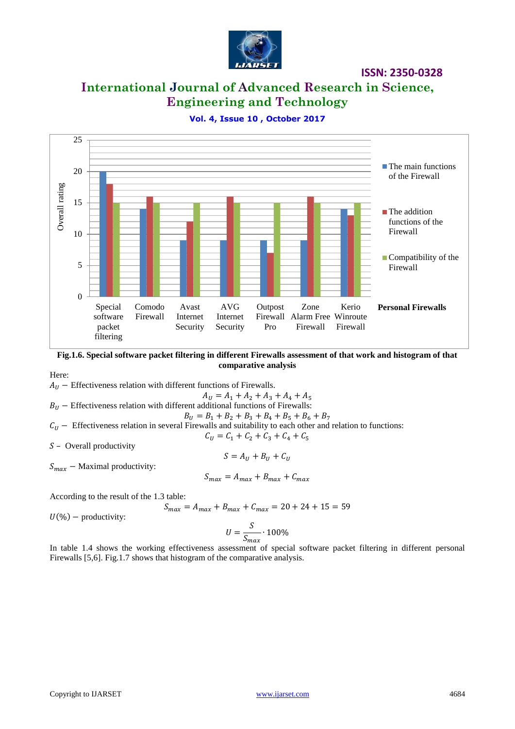**Fig.1.6. Special software packet filtering in different Firewalls assessment of that work and histogram of that comparative analysis**

Here:

$A_U -$ Effectiveness relation with different functions of Firewalls.

$$A_U = A_1 + A_2 + A_3 + A_4 + A_5$$

$B_U -$ Effectiveness relation with different additional functions of Firewalls:

$$B_U = B_1 + B_2 + B_3 + B_4 + B_5 + B_6 + B_7$$

$C_U -$ Effectiveness relation in several Firewalls and suitability to each other and relation to functions:

$$C_U = C_1 + C_2 + C_3 + C_4 + C_5$$

$S$ – Overall productivity

$$S = A_U + B_U + C_U$$

$S_{max} -$ Maximal productivity:

$$S_{max} = A_{max} + B_{max} + C_{max}$$

According to the result of the 1.3 table:

$$S_{max} = A_{max} + B_{max} + C_{max} = 20 + 24 + 15 = 59$$

$U(\%) -$ productivity:

$$U = \frac{S}{S_{max}} \cdot 100\%$$

In table 1.4 shows the working effectiveness assessment of special software packet filtering in different personal Firewalls [5,6]. Fig.1.7 shows that histogram of the comparative analysis.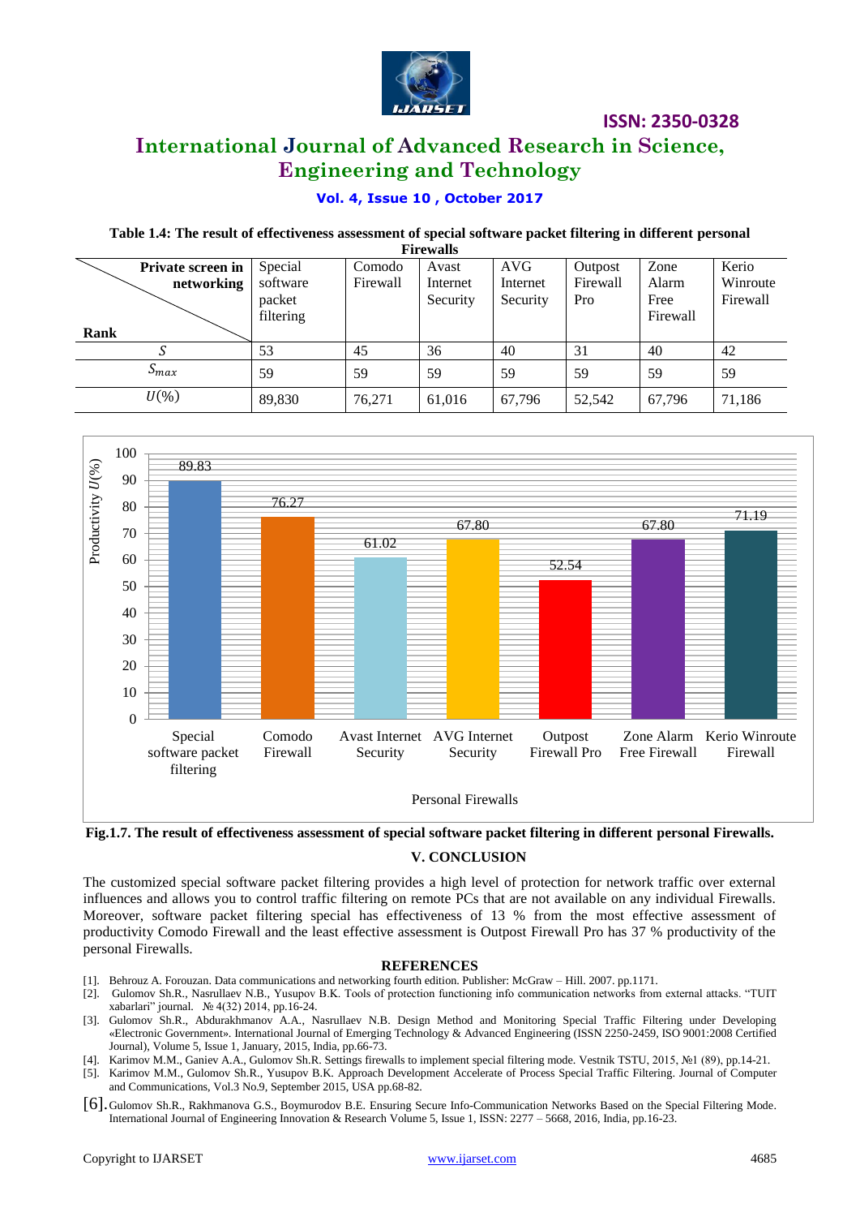**Table 1.4: The result of effectiveness assessment of special software packet filtering in different personal Firewalls**

| Rank \ Private screen in networking | Special software packet filtering | Comodo Firewall | Avast Internet Security | AVG Internet Security | Outpost Firewall Pro | Zone Alarm Free Firewall | Kerio Winroute Firewall |
|---|---|---|---|---|---|---|---|
| $S$ | 53 | 45 | 36 | 40 | 31 | 40 | 42 |
| $S_{max}$ | 59 | 59 | 59 | 59 | 59 | 59 | 59 |
| $U(\%)$ | 89,830 | 76,271 | 61,016 | 67,796 | 52,542 | 67,796 | 71,186 |

Productivity $U(\%)$

100
90
80
70
60
50
40
30
20
10
0

89.83
76.27
61.02
67.80
52.54
67.80
71.19

Special software packet filtering
Comodo Firewall
Avast Internet Security
AVG Internet Security
Outpost Firewall Pro
Zone Alarm Free Firewall
Kerio Winroute Firewall

Personal Firewalls

**Fig.1.7. The result of effectiveness assessment of special software packet filtering in different personal Firewalls.**

## V. CONCLUSION

The customized special software packet filtering provides a high level of protection for network traffic over external influences and allows you to control traffic filtering on remote PCs that are not available on any individual Firewalls. Moreover, software packet filtering special has effectiveness of 13 % from the most effective assessment of productivity Comodo Firewall and the least effective assessment is Outpost Firewall Pro has 37 % productivity of the personal Firewalls.

## REFERENCES

[1]. Behrouz A. Forouzan. Data communications and networking fourth edition. Publisher: McGraw – Hill. 2007. pp.1171.

[2]. Gulomov Sh.R., Nasrullaev N.B., Yusupov B.K. Tools of protection functioning info communication networks from external attacks. "TUIT xabarlari" journal. № 4(32) 2014, pp.16-24.

[3]. Gulomov Sh.R., Abdurakhmanov A.A., Nasrullaev N.B. Design Method and Monitoring Special Traffic Filtering under Developing «Electronic Government». International Journal of Emerging Technology & Advanced Engineering (ISSN 2250-2459, ISO 9001:2008 Certified Journal), Volume 5, Issue 1, January, 2015, India, pp.66-73.

[4]. Karimov M.M., Ganiev A.A., Gulomov Sh.R. Settings firewalls to implement special filtering mode. Vestnik TSTU, 2015, №1 (89), pp.14-21.

[5]. Karimov M.M., Gulomov Sh.R., Yusupov B.K. Approach Development Accelerate of Process Special Traffic Filtering. Journal of Computer and Communications, Vol.3 No.9, September 2015, USA pp.68-82.

[6]. Gulomov Sh.R., Rakhmanova G.S., Boymurodov B.E. Ensuring Secure Info-Communication Networks Based on the Special Filtering Mode. International Journal of Engineering Innovation & Research Volume 5, Issue 1, ISSN: 2277 – 5668, 2016, India, pp.16-23.